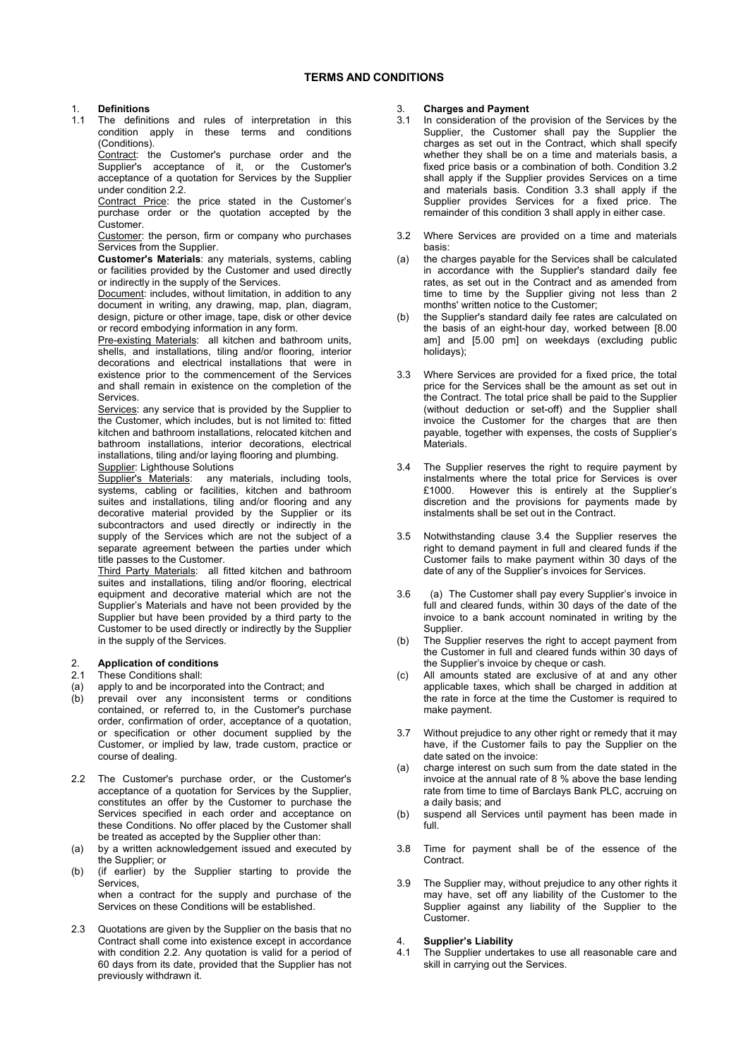# TERMS AND CONDITIONS

## 1. Definitions

1.1 The definitions and rules of interpretation in this condition apply in these terms and conditions (Conditions).

Contract: the Customer's purchase order and the Supplier's acceptance of it, or the Customer's acceptance of a quotation for Services by the Supplier under condition 2.2.

Contract Price: the price stated in the Customer's purchase order or the quotation accepted by the Customer.

Customer: the person, firm or company who purchases Services from the Supplier.

**Customer's Materials**: any materials, systems, cabling or facilities provided by the Customer and used directly or indirectly in the supply of the Services.

Document: includes, without limitation, in addition to any document in writing, any drawing, map, plan, diagram, design, picture or other image, tape, disk or other device or record embodying information in any form.

Pre-existing Materials: all kitchen and bathroom units, shells, and installations, tiling and/or flooring, interior decorations and electrical installations that were in existence prior to the commencement of the Services and shall remain in existence on the completion of the Services.

Services: any service that is provided by the Supplier to the Customer, which includes, but is not limited to: fitted kitchen and bathroom installations, relocated kitchen and bathroom installations, interior decorations, electrical installations, tiling and/or laying flooring and plumbing.

Supplier: Lighthouse Solutions

Supplier's Materials: any materials, including tools, systems, cabling or facilities, kitchen and bathroom suites and installations, tiling and/or flooring and any decorative material provided by the Supplier or its subcontractors and used directly or indirectly in the supply of the Services which are not the subject of a separate agreement between the parties under which title passes to the Customer.

Third Party Materials: all fitted kitchen and bathroom suites and installations, tiling and/or flooring, electrical equipment and decorative material which are not the Supplier's Materials and have not been provided by the Supplier but have been provided by a third party to the Customer to be used directly or indirectly by the Supplier in the supply of the Services.

## 2. Application of conditions

2.1 These Conditions shall:

(a) apply to and be incorporated into the Contract; and

(b) prevail over any inconsistent terms or conditions contained, or referred to, in the Customer's purchase order, confirmation of order, acceptance of a quotation, or specification or other document supplied by the Customer, or implied by law, trade custom, practice or course of dealing.

2.2 The Customer's purchase order, or the Customer's acceptance of a quotation for Services by the Supplier, constitutes an offer by the Customer to purchase the Services specified in each order and acceptance on these Conditions. No offer placed by the Customer shall be treated as accepted by the Supplier other than:

(a) by a written acknowledgement issued and executed by the Supplier; or

(b) (if earlier) by the Supplier starting to provide the Services,

when a contract for the supply and purchase of the Services on these Conditions will be established.

2.3 Quotations are given by the Supplier on the basis that no Contract shall come into existence except in accordance with condition 2.2. Any quotation is valid for a period of 60 days from its date, provided that the Supplier has not previously withdrawn it.

## 3. Charges and Payment

3.1 In consideration of the provision of the Services by the Supplier, the Customer shall pay the Supplier the charges as set out in the Contract, which shall specify whether they shall be on a time and materials basis, a fixed price basis or a combination of both. Condition 3.2 shall apply if the Supplier provides Services on a time and materials basis. Condition 3.3 shall apply if the Supplier provides Services for a fixed price. The remainder of this condition 3 shall apply in either case.

3.2 Where Services are provided on a time and materials basis:

(a) the charges payable for the Services shall be calculated in accordance with the Supplier's standard daily fee rates, as set out in the Contract and as amended from time to time by the Supplier giving not less than 2 months' written notice to the Customer;

(b) the Supplier's standard daily fee rates are calculated on the basis of an eight-hour day, worked between [8.00 am] and [5.00 pm] on weekdays (excluding public holidays);

3.3 Where Services are provided for a fixed price, the total price for the Services shall be the amount as set out in the Contract. The total price shall be paid to the Supplier (without deduction or set-off) and the Supplier shall invoice the Customer for the charges that are then payable, together with expenses, the costs of Supplier's Materials.

3.4 The Supplier reserves the right to require payment by instalments where the total price for Services is over £1000. However this is entirely at the Supplier's discretion and the provisions for payments made by instalments shall be set out in the Contract.

3.5 Notwithstanding clause 3.4 the Supplier reserves the right to demand payment in full and cleared funds if the Customer fails to make payment within 30 days of the date of any of the Supplier's invoices for Services.

3.6 (a) The Customer shall pay every Supplier's invoice in full and cleared funds, within 30 days of the date of the invoice to a bank account nominated in writing by the Supplier.

(b) The Supplier reserves the right to accept payment from the Customer in full and cleared funds within 30 days of the Supplier's invoice by cheque or cash.

(c) All amounts stated are exclusive of at and any other applicable taxes, which shall be charged in addition at the rate in force at the time the Customer is required to make payment.

3.7 Without prejudice to any other right or remedy that it may have, if the Customer fails to pay the Supplier on the date sated on the invoice:

(a) charge interest on such sum from the date stated in the invoice at the annual rate of 8 % above the base lending rate from time to time of Barclays Bank PLC, accruing on a daily basis; and

(b) suspend all Services until payment has been made in full.

3.8 Time for payment shall be of the essence of the Contract.

3.9 The Supplier may, without prejudice to any other rights it may have, set off any liability of the Customer to the Supplier against any liability of the Supplier to the Customer.

## 4. Supplier's Liability

4.1 The Supplier undertakes to use all reasonable care and skill in carrying out the Services.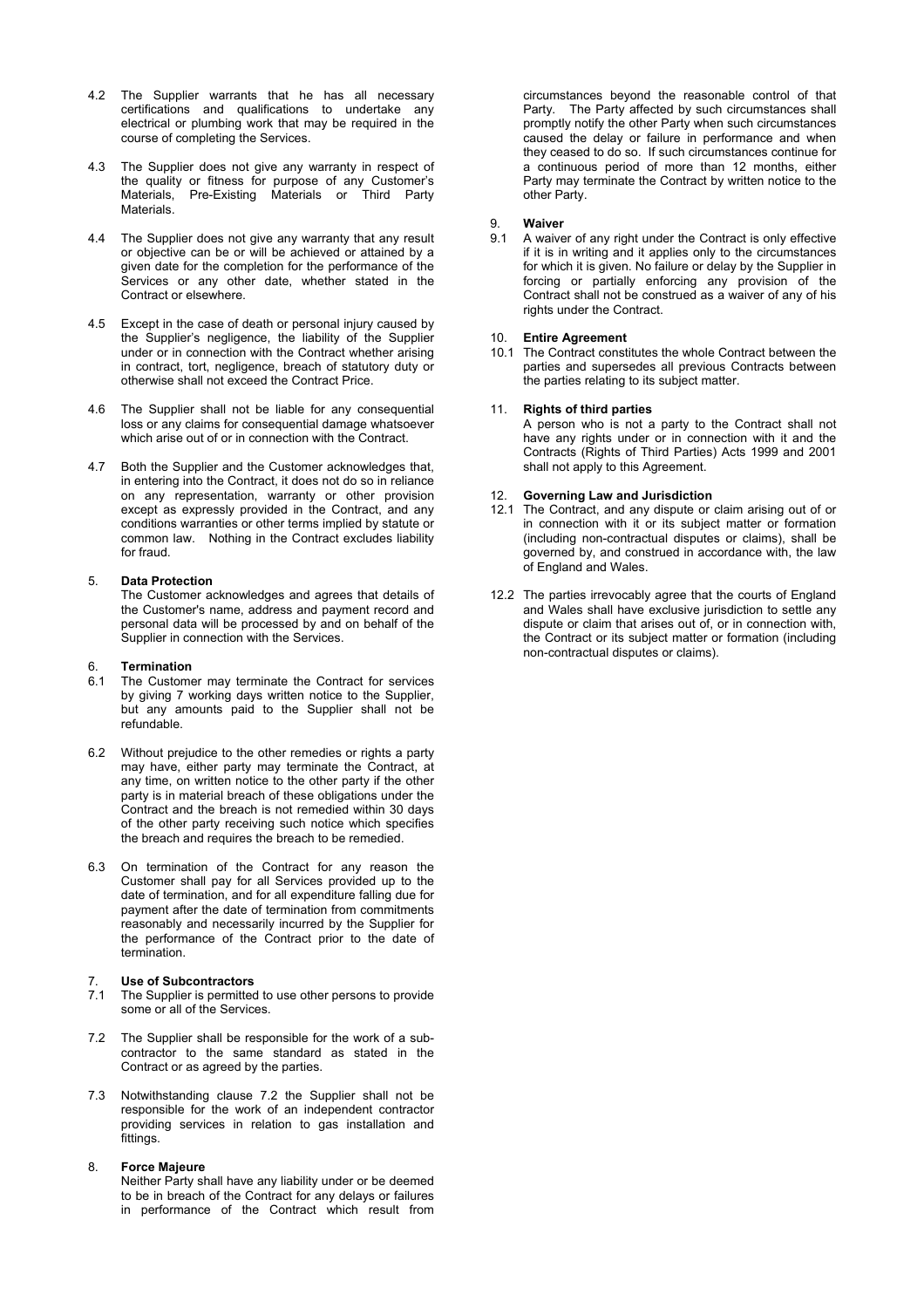4.2 The Supplier warrants that he has all necessary certifications and qualifications to undertake any electrical or plumbing work that may be required in the course of completing the Services.

4.3 The Supplier does not give any warranty in respect of the quality or fitness for purpose of any Customer's Materials, Pre-Existing Materials or Third Party Materials.

4.4 The Supplier does not give any warranty that any result or objective can be or will be achieved or attained by a given date for the completion for the performance of the Services or any other date, whether stated in the Contract or elsewhere.

4.5 Except in the case of death or personal injury caused by the Supplier's negligence, the liability of the Supplier under or in connection with the Contract whether arising in contract, tort, negligence, breach of statutory duty or otherwise shall not exceed the Contract Price.

4.6 The Supplier shall not be liable for any consequential loss or any claims for consequential damage whatsoever which arise out of or in connection with the Contract.

4.7 Both the Supplier and the Customer acknowledges that, in entering into the Contract, it does not do so in reliance on any representation, warranty or other provision except as expressly provided in the Contract, and any conditions warranties or other terms implied by statute or common law. Nothing in the Contract excludes liability for fraud.

## 5. Data Protection

The Customer acknowledges and agrees that details of the Customer's name, address and payment record and personal data will be processed by and on behalf of the Supplier in connection with the Services.

## 6. Termination

6.1 The Customer may terminate the Contract for services by giving 7 working days written notice to the Supplier, but any amounts paid to the Supplier shall not be refundable.

6.2 Without prejudice to the other remedies or rights a party may have, either party may terminate the Contract, at any time, on written notice to the other party if the other party is in material breach of these obligations under the Contract and the breach is not remedied within 30 days of the other party receiving such notice which specifies the breach and requires the breach to be remedied.

6.3 On termination of the Contract for any reason the Customer shall pay for all Services provided up to the date of termination, and for all expenditure falling due for payment after the date of termination from commitments reasonably and necessarily incurred by the Supplier for the performance of the Contract prior to the date of termination.

## 7. Use of Subcontractors

7.1 The Supplier is permitted to use other persons to provide some or all of the Services.

7.2 The Supplier shall be responsible for the work of a sub-contractor to the same standard as stated in the Contract or as agreed by the parties.

7.3 Notwithstanding clause 7.2 the Supplier shall not be responsible for the work of an independent contractor providing services in relation to gas installation and fittings.

## 8. Force Majeure

Neither Party shall have any liability under or be deemed to be in breach of the Contract for any delays or failures in performance of the Contract which result from circumstances beyond the reasonable control of that Party. The Party affected by such circumstances shall promptly notify the other Party when such circumstances caused the delay or failure in performance and when they ceased to do so. If such circumstances continue for a continuous period of more than 12 months, either Party may terminate the Contract by written notice to the other Party.

## 9. Waiver

9.1 A waiver of any right under the Contract is only effective if it is in writing and it applies only to the circumstances for which it is given. No failure or delay by the Supplier in forcing or partially enforcing any provision of the Contract shall not be construed as a waiver of any of his rights under the Contract.

## 10. Entire Agreement

10.1 The Contract constitutes the whole Contract between the parties and supersedes all previous Contracts between the parties relating to its subject matter.

## 11. Rights of third parties

A person who is not a party to the Contract shall not have any rights under or in connection with it and the Contracts (Rights of Third Parties) Acts 1999 and 2001 shall not apply to this Agreement.

## 12. Governing Law and Jurisdiction

12.1 The Contract, and any dispute or claim arising out of or in connection with it or its subject matter or formation (including non-contractual disputes or claims), shall be governed by, and construed in accordance with, the law of England and Wales.

12.2 The parties irrevocably agree that the courts of England and Wales shall have exclusive jurisdiction to settle any dispute or claim that arises out of, or in connection with, the Contract or its subject matter or formation (including non-contractual disputes or claims).